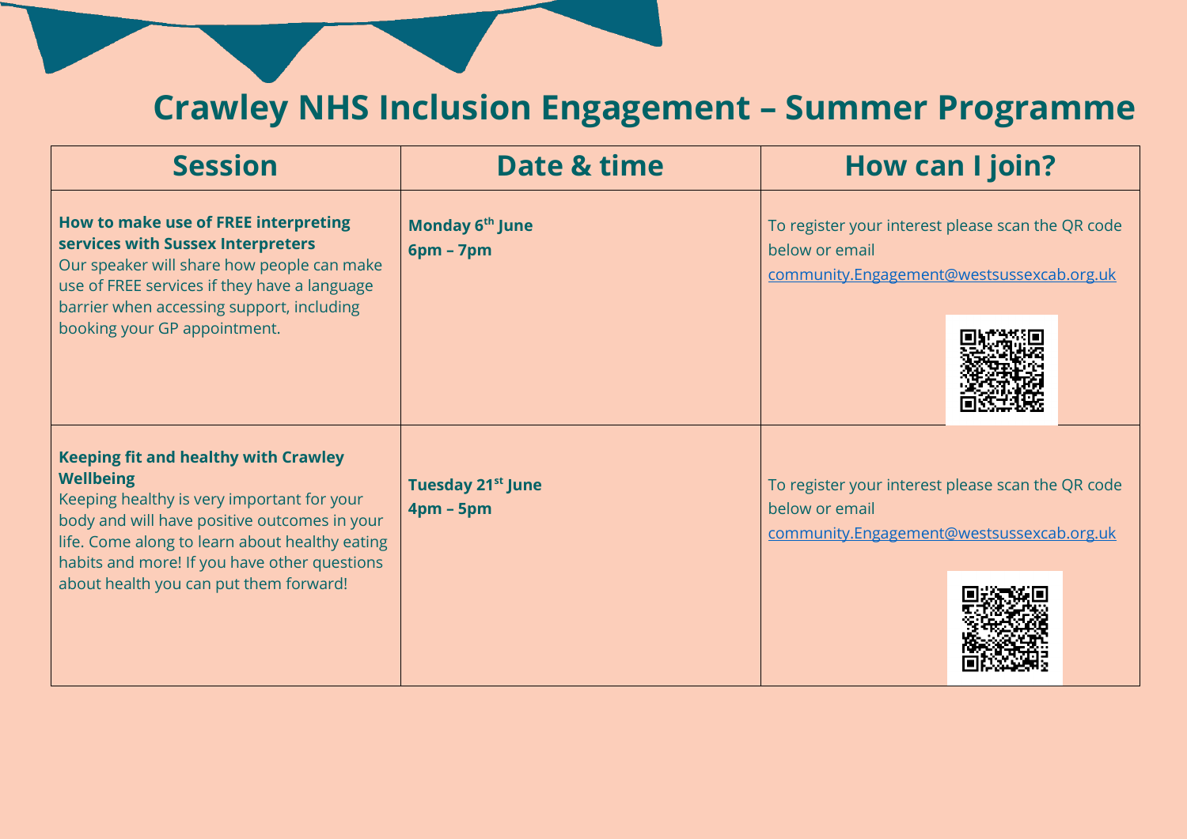# Crawley NHS Inclusion Engagement – Summer Programme

| Session | Date & time | How can I join? |
| --- | --- | --- |
| **How to make use of FREE interpreting services with Sussex Interpreters**<br>Our speaker will share how people can make use of FREE services if they have a language barrier when accessing support, including booking your GP appointment. | **Monday 6th June**<br>**6pm – 7pm** | To register your interest please scan the QR code below or email [community.Engagement@westsussexcab.org.uk](mailto:community.Engagement@westsussexcab.org.uk) |
| **Keeping fit and healthy with Crawley Wellbeing**<br>Keeping healthy is very important for your body and will have positive outcomes in your life. Come along to learn about healthy eating habits and more! If you have other questions about health you can put them forward! | **Tuesday 21st June**<br>**4pm – 5pm** | To register your interest please scan the QR code below or email [community.Engagement@westsussexcab.org.uk](mailto:community.Engagement@westsussexcab.org.uk) |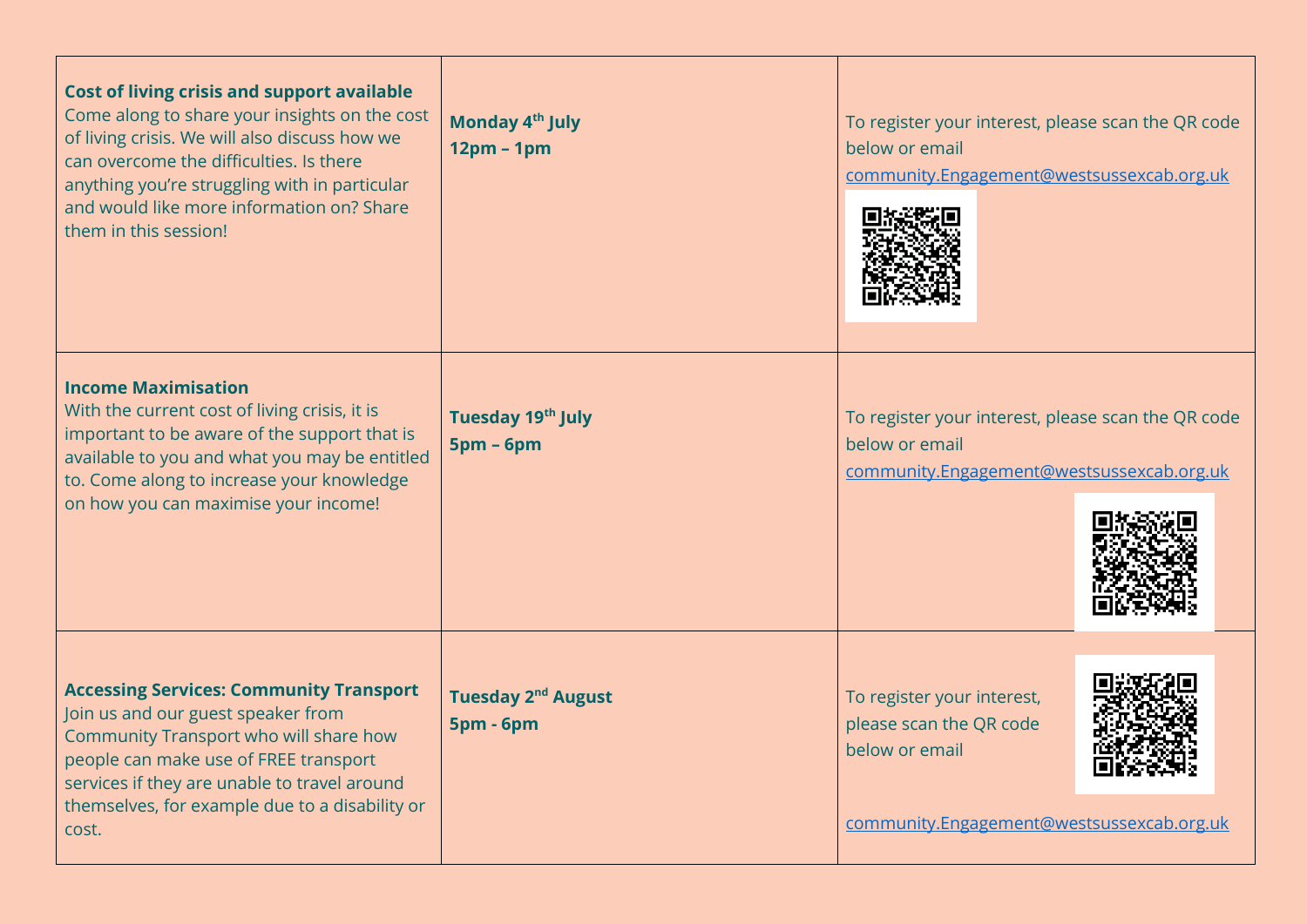| | | |
|---|---|---|
| **Cost of living crisis and support available** Come along to share your insights on the cost of living crisis. We will also discuss how we can overcome the difficulties. Is there anything you're struggling with in particular and would like more information on? Share them in this session! | **Monday 4th July** **12pm – 1pm** | To register your interest, please scan the QR code below or email community.Engagement@westsussexcab.org.uk |
| **Income Maximisation** With the current cost of living crisis, it is important to be aware of the support that is available to you and what you may be entitled to. Come along to increase your knowledge on how you can maximise your income! | **Tuesday 19th July** **5pm – 6pm** | To register your interest, please scan the QR code below or email community.Engagement@westsussexcab.org.uk |
| **Accessing Services: Community Transport** Join us and our guest speaker from Community Transport who will share how people can make use of FREE transport services if they are unable to travel around themselves, for example due to a disability or cost. | **Tuesday 2nd August** **5pm - 6pm** | To register your interest, please scan the QR code below or email community.Engagement@westsussexcab.org.uk |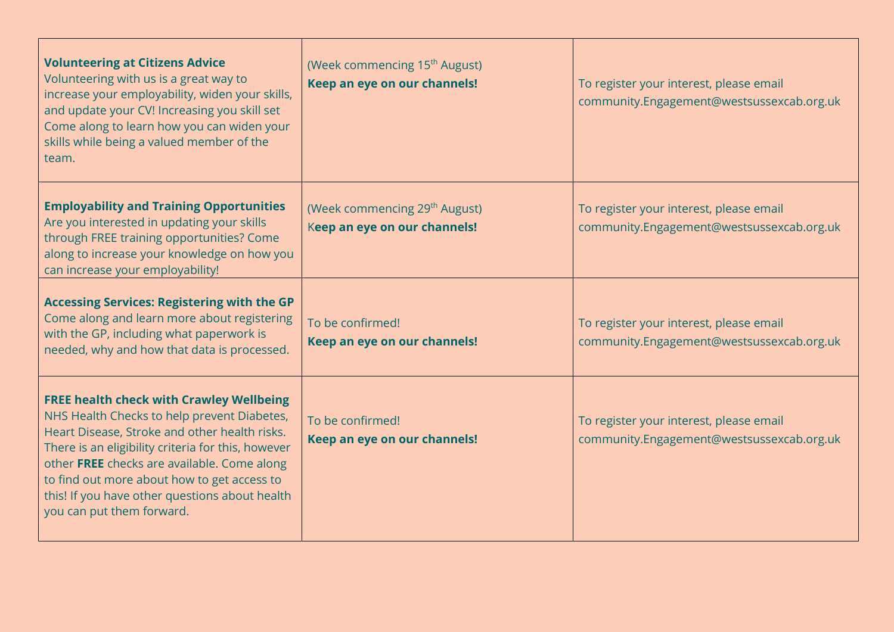| | | |
|---|---|---|
| **Volunteering at Citizens Advice** Volunteering with us is a great way to increase your employability, widen your skills, and update your CV! Increasing you skill set Come along to learn how you can widen your skills while being a valued member of the team. | (Week commencing 15th August) **Keep an eye on our channels!** | To register your interest, please email community.Engagement@westsussexcab.org.uk |
| **Employability and Training Opportunities** Are you interested in updating your skills through FREE training opportunities? Come along to increase your knowledge on how you can increase your employability! | (Week commencing 29th August) **Keep an eye on our channels!** | To register your interest, please email community.Engagement@westsussexcab.org.uk |
| **Accessing Services: Registering with the GP** Come along and learn more about registering with the GP, including what paperwork is needed, why and how that data is processed. | To be confirmed! **Keep an eye on our channels!** | To register your interest, please email community.Engagement@westsussexcab.org.uk |
| **FREE health check with Crawley Wellbeing** NHS Health Checks to help prevent Diabetes, Heart Disease, Stroke and other health risks. There is an eligibility criteria for this, however other **FREE** checks are available. Come along to find out more about how to get access to this! If you have other questions about health you can put them forward. | To be confirmed! **Keep an eye on our channels!** | To register your interest, please email community.Engagement@westsussexcab.org.uk |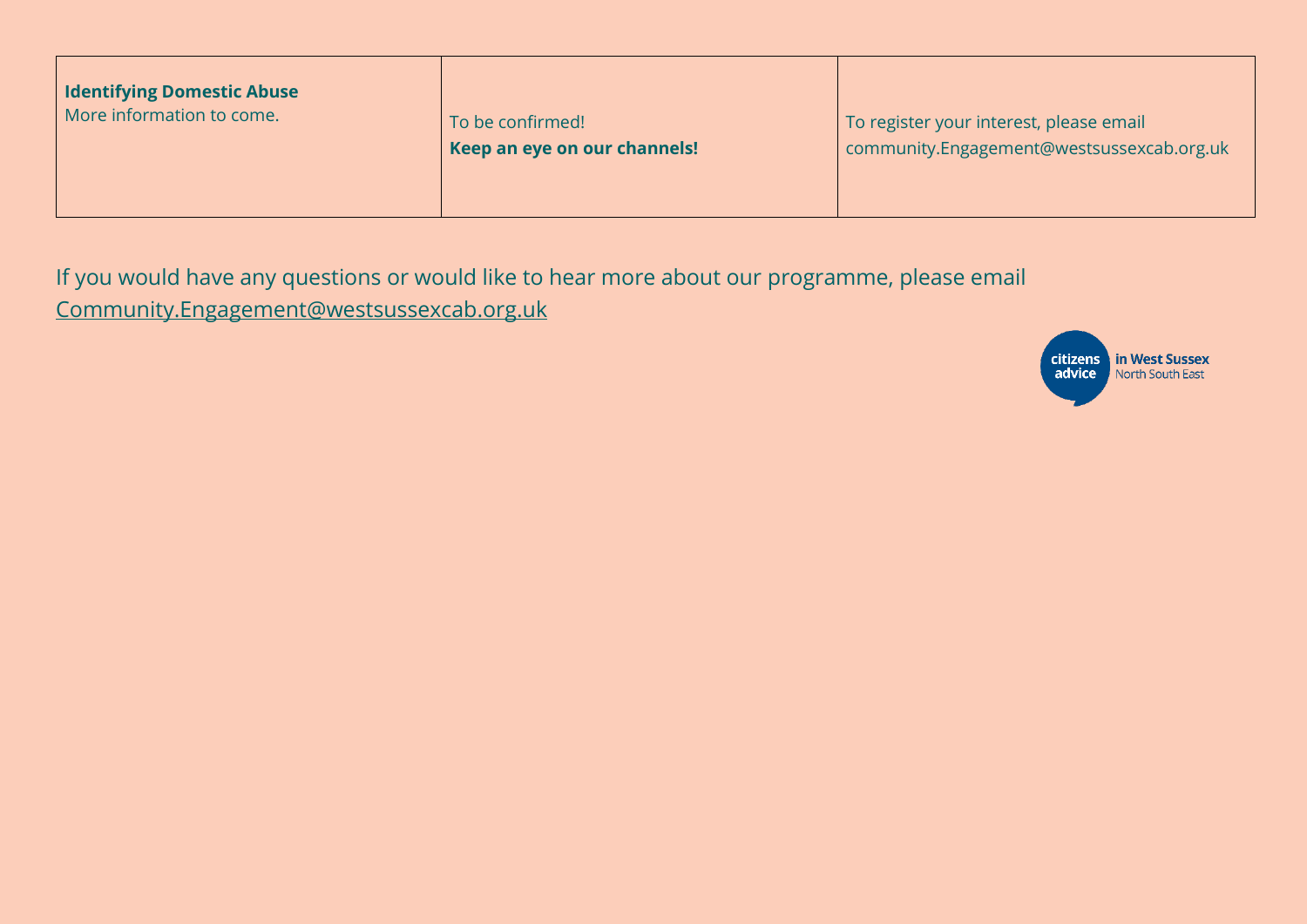| | | |
|---|---|---|
| **Identifying Domestic Abuse**<br>More information to come. | To be confirmed!<br>**Keep an eye on our channels!** | To register your interest, please email community.Engagement@westsussexcab.org.uk |

If you would have any questions or would like to hear more about our programme, please email Community.Engagement@westsussexcab.org.uk

citizens advice in West Sussex North South East